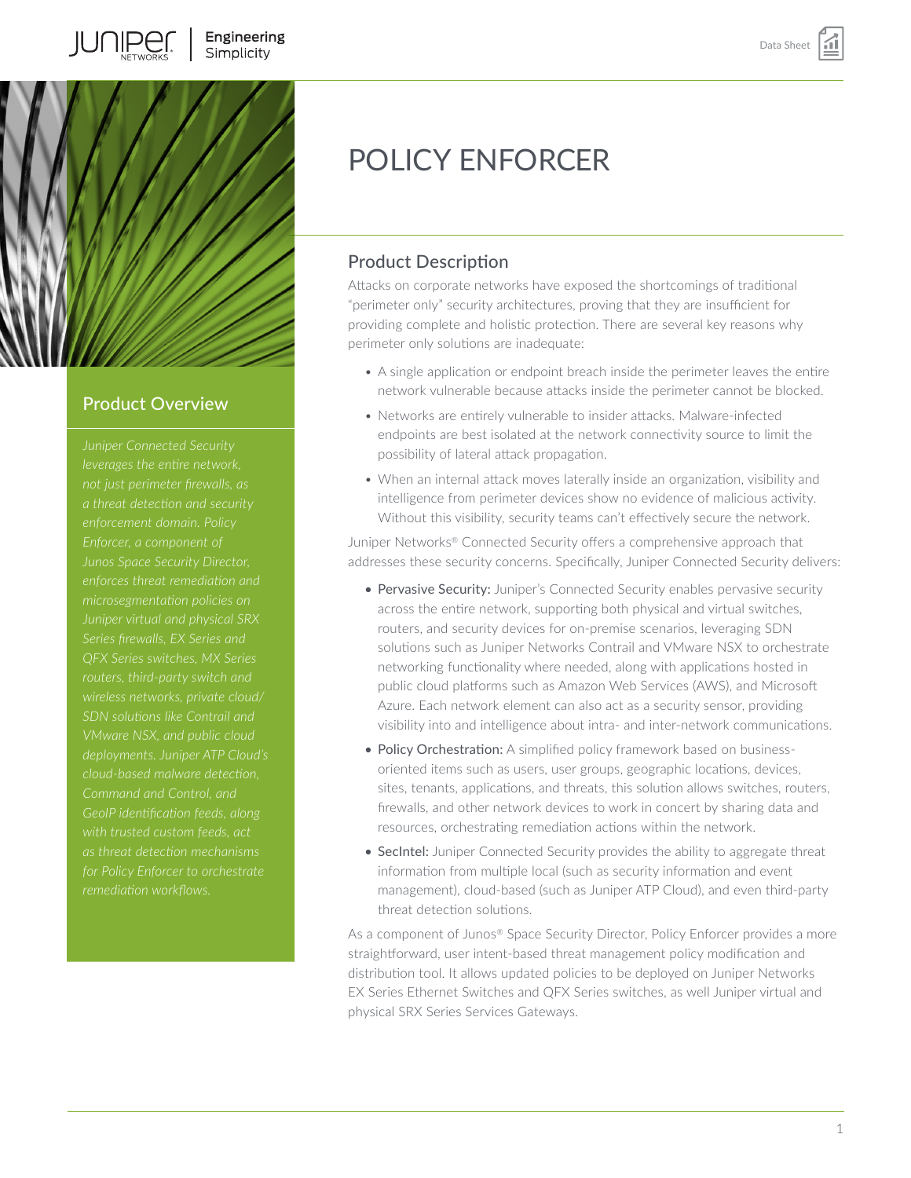# POLICY ENFORCER

## Product Overview

*Juniper Connected Security leverages the entire network, not just perimeter firewalls, as a threat detection and security enforcement domain. Policy Enforcer, a component of Junos Space Security Director, enforces threat remediation and microsegmentation policies on Juniper virtual and physical SRX Series firewalls, EX Series and QFX Series switches, MX Series routers, third-party switch and wireless networks, private cloud/SDN solutions like Contrail and VMware NSX, and public cloud deployments. Juniper ATP Cloud's cloud-based malware detection, Command and Control, and GeoIP identification feeds, along with trusted custom feeds, act as threat detection mechanisms for Policy Enforcer to orchestrate remediation workflows.*

## Product Description

Attacks on corporate networks have exposed the shortcomings of traditional "perimeter only" security architectures, proving that they are insufficient for providing complete and holistic protection. There are several key reasons why perimeter only solutions are inadequate:

- A single application or endpoint breach inside the perimeter leaves the entire network vulnerable because attacks inside the perimeter cannot be blocked.
- Networks are entirely vulnerable to insider attacks. Malware-infected endpoints are best isolated at the network connectivity source to limit the possibility of lateral attack propagation.
- When an internal attack moves laterally inside an organization, visibility and intelligence from perimeter devices show no evidence of malicious activity. Without this visibility, security teams can't effectively secure the network.

Juniper Networks® Connected Security offers a comprehensive approach that addresses these security concerns. Specifically, Juniper Connected Security delivers:

- **Pervasive Security:** Juniper's Connected Security enables pervasive security across the entire network, supporting both physical and virtual switches, routers, and security devices for on-premise scenarios, leveraging SDN solutions such as Juniper Networks Contrail and VMware NSX to orchestrate networking functionality where needed, along with applications hosted in public cloud platforms such as Amazon Web Services (AWS), and Microsoft Azure. Each network element can also act as a security sensor, providing visibility into and intelligence about intra- and inter-network communications.
- **Policy Orchestration:** A simplified policy framework based on business-oriented items such as users, user groups, geographic locations, devices, sites, tenants, applications, and threats, this solution allows switches, routers, firewalls, and other network devices to work in concert by sharing data and resources, orchestrating remediation actions within the network.
- **SecIntel:** Juniper Connected Security provides the ability to aggregate threat information from multiple local (such as security information and event management), cloud-based (such as Juniper ATP Cloud), and even third-party threat detection solutions.

As a component of Junos® Space Security Director, Policy Enforcer provides a more straightforward, user intent-based threat management policy modification and distribution tool. It allows updated policies to be deployed on Juniper Networks EX Series Ethernet Switches and QFX Series switches, as well Juniper virtual and physical SRX Series Services Gateways.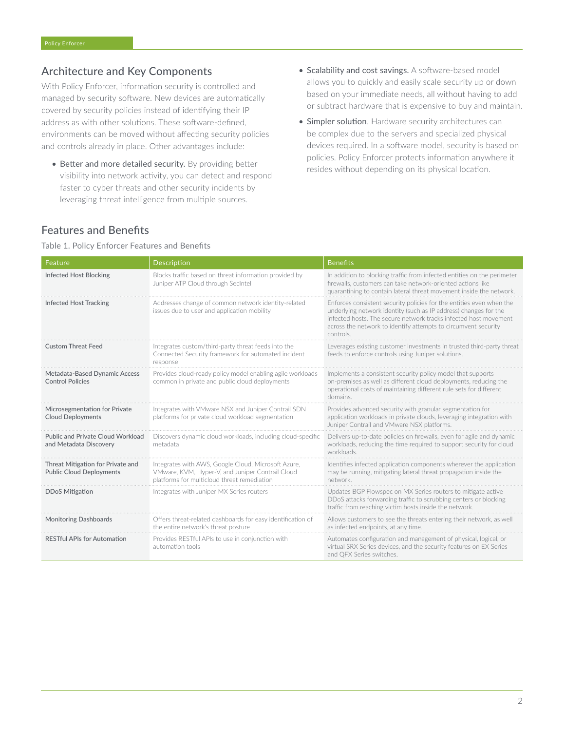## Architecture and Key Components

With Policy Enforcer, information security is controlled and managed by security software. New devices are automatically covered by security policies instead of identifying their IP address as with other solutions. These software-defined, environments can be moved without affecting security policies and controls already in place. Other advantages include:

- Better and more detailed security. By providing better visibility into network activity, you can detect and respond faster to cyber threats and other security incidents by leveraging threat intelligence from multiple sources.
- Scalability and cost savings. A software-based model allows you to quickly and easily scale security up or down based on your immediate needs, all without having to add or subtract hardware that is expensive to buy and maintain.
- Simpler solution. Hardware security architectures can be complex due to the servers and specialized physical devices required. In a software model, security is based on policies. Policy Enforcer protects information anywhere it resides without depending on its physical location.

## Features and Benefits

Table 1. Policy Enforcer Features and Benefits

| Feature | Description | Benefits |
| --- | --- | --- |
| Infected Host Blocking | Blocks traffic based on threat information provided by Juniper ATP Cloud through SecIntel | In addition to blocking traffic from infected entities on the perimeter firewalls, customers can take network-oriented actions like quarantining to contain lateral threat movement inside the network. |
| Infected Host Tracking | Addresses change of common network identity-related issues due to user and application mobility | Enforces consistent security policies for the entities even when the underlying network identity (such as IP address) changes for the infected hosts. The secure network tracks infected host movement across the network to identify attempts to circumvent security controls. |
| Custom Threat Feed | Integrates custom/third-party threat feeds into the Connected Security framework for automated incident response | Leverages existing customer investments in trusted third-party threat feeds to enforce controls using Juniper solutions. |
| Metadata-Based Dynamic Access Control Policies | Provides cloud-ready policy model enabling agile workloads common in private and public cloud deployments | Implements a consistent security policy model that supports on-premises as well as different cloud deployments, reducing the operational costs of maintaining different rule sets for different domains. |
| Microsegmentation for Private Cloud Deployments | Integrates with VMware NSX and Juniper Contrail SDN platforms for private cloud workload segmentation | Provides advanced security with granular segmentation for application workloads in private clouds, leveraging integration with Juniper Contrail and VMware NSX platforms. |
| Public and Private Cloud Workload and Metadata Discovery | Discovers dynamic cloud workloads, including cloud-specific metadata | Delivers up-to-date policies on firewalls, even for agile and dynamic workloads, reducing the time required to support security for cloud workloads. |
| Threat Mitigation for Private and Public Cloud Deployments | Integrates with AWS, Google Cloud, Microsoft Azure, VMware, KVM, Hyper-V, and Juniper Contrail Cloud platforms for multicloud threat remediation | Identifies infected application components wherever the application may be running, mitigating lateral threat propagation inside the network. |
| DDoS Mitigation | Integrates with Juniper MX Series routers | Updates BGP Flowspec on MX Series routers to mitigate active DDoS attacks forwarding traffic to scrubbing centers or blocking traffic from reaching victim hosts inside the network. |
| Monitoring Dashboards | Offers threat-related dashboards for easy identification of the entire network's threat posture | Allows customers to see the threats entering their network, as well as infected endpoints, at any time. |
| RESTful APIs for Automation | Provides RESTful APIs to use in conjunction with automation tools | Automates configuration and management of physical, logical, or virtual SRX Series devices, and the security features on EX Series and QFX Series switches. |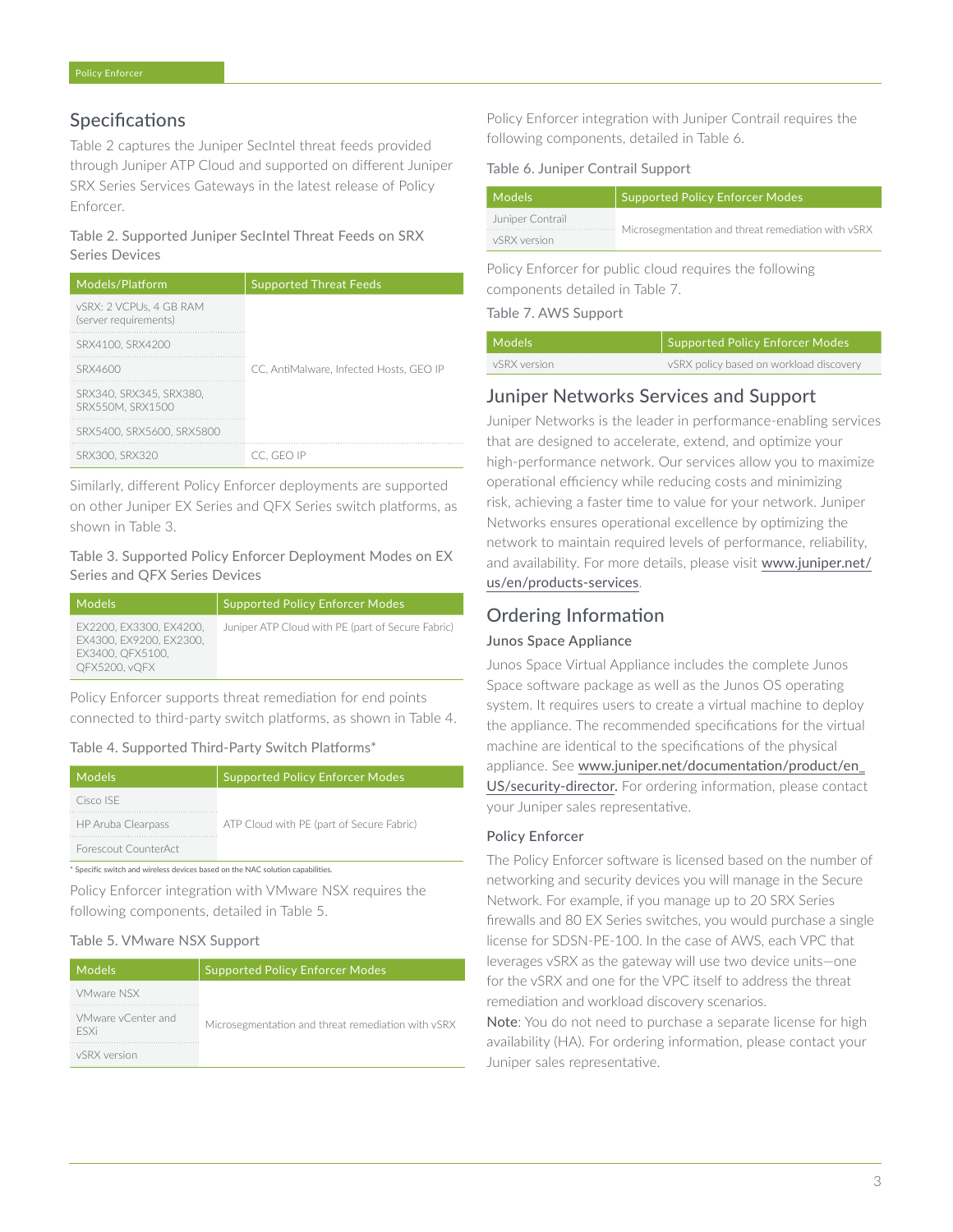## Specifications

Table 2 captures the Juniper SecIntel threat feeds provided through Juniper ATP Cloud and supported on different Juniper SRX Series Services Gateways in the latest release of Policy Enforcer.

Table 2. Supported Juniper SecIntel Threat Feeds on SRX Series Devices

| Models/Platform | Supported Threat Feeds |
|---|---|
| vSRX: 2 VCPUs, 4 GB RAM (server requirements) | CC, AntiMalware, Infected Hosts, GEO IP |
| SRX4100, SRX4200 | |
| SRX4600 | |
| SRX340, SRX345, SRX380, SRX550M, SRX1500 | |
| SRX5400, SRX5600, SRX5800 | |
| SRX300, SRX320 | CC, GEO IP |

Similarly, different Policy Enforcer deployments are supported on other Juniper EX Series and QFX Series switch platforms, as shown in Table 3.

Table 3. Supported Policy Enforcer Deployment Modes on EX Series and QFX Series Devices

| Models | Supported Policy Enforcer Modes |
|---|---|
| EX2200, EX3300, EX4200, EX4300, EX9200, EX2300, EX3400, QFX5100, QFX5200, vQFX | Juniper ATP Cloud with PE (part of Secure Fabric) |

Policy Enforcer supports threat remediation for end points connected to third-party switch platforms, as shown in Table 4.

Table 4. Supported Third-Party Switch Platforms*

| Models | Supported Policy Enforcer Modes |
|---|---|
| Cisco ISE | ATP Cloud with PE (part of Secure Fabric) |
| HP Aruba Clearpass | |
| Forescout CounterAct | |

* Specific switch and wireless devices based on the NAC solution capabilities.

Policy Enforcer integration with VMware NSX requires the following components, detailed in Table 5.

Table 5. VMware NSX Support

| Models | Supported Policy Enforcer Modes |
|---|---|
| VMware NSX | Microsegmentation and threat remediation with vSRX |
| VMware vCenter and ESXi | |
| vSRX version | |

Policy Enforcer integration with Juniper Contrail requires the following components, detailed in Table 6.

Table 6. Juniper Contrail Support

| Models | Supported Policy Enforcer Modes |
|---|---|
| Juniper Contrail | Microsegmentation and threat remediation with vSRX |
| vSRX version | |

Policy Enforcer for public cloud requires the following components detailed in Table 7.

Table 7. AWS Support

| Models | Supported Policy Enforcer Modes |
|---|---|
| vSRX version | vSRX policy based on workload discovery |

## Juniper Networks Services and Support

Juniper Networks is the leader in performance-enabling services that are designed to accelerate, extend, and optimize your high-performance network. Our services allow you to maximize operational efficiency while reducing costs and minimizing risk, achieving a faster time to value for your network. Juniper Networks ensures operational excellence by optimizing the network to maintain required levels of performance, reliability, and availability. For more details, please visit www.juniper.net/us/en/products-services.

## Ordering Information

### Junos Space Appliance

Junos Space Virtual Appliance includes the complete Junos Space software package as well as the Junos OS operating system. It requires users to create a virtual machine to deploy the appliance. The recommended specifications for the virtual machine are identical to the specifications of the physical appliance. See www.juniper.net/documentation/product/en_US/security-director. For ordering information, please contact your Juniper sales representative.

### Policy Enforcer

The Policy Enforcer software is licensed based on the number of networking and security devices you will manage in the Secure Network. For example, if you manage up to 20 SRX Series firewalls and 80 EX Series switches, you would purchase a single license for SDSN-PE-100. In the case of AWS, each VPC that leverages vSRX as the gateway will use two device units—one for the vSRX and one for the VPC itself to address the threat remediation and workload discovery scenarios.

**Note**: You do not need to purchase a separate license for high availability (HA). For ordering information, please contact your Juniper sales representative.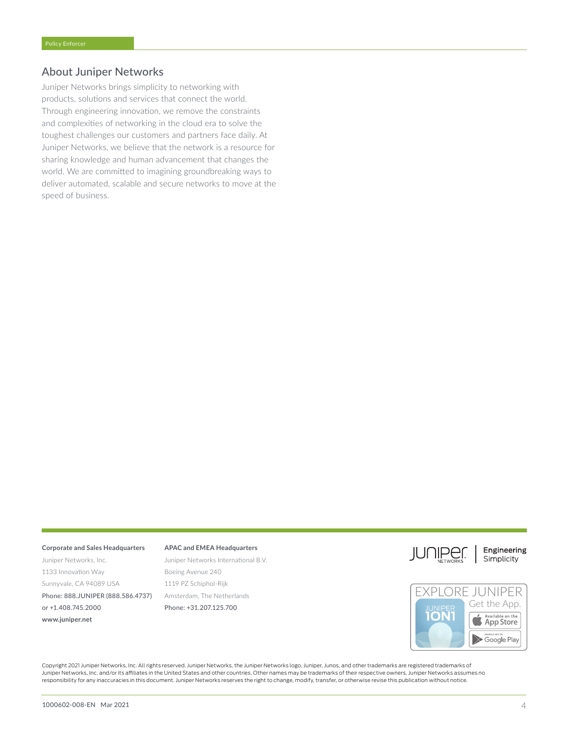## About Juniper Networks

Juniper Networks brings simplicity to networking with products, solutions and services that connect the world. Through engineering innovation, we remove the constraints and complexities of networking in the cloud era to solve the toughest challenges our customers and partners face daily. At Juniper Networks, we believe that the network is a resource for sharing knowledge and human advancement that changes the world. We are committed to imagining groundbreaking ways to deliver automated, scalable and secure networks to move at the speed of business.

**Corporate and Sales Headquarters**
Juniper Networks, Inc.
1133 Innovation Way
Sunnyvale, CA 94089 USA
Phone: 888.JUNIPER (888.586.4737)
or +1.408.745.2000
**www.juniper.net**

**APAC and EMEA Headquarters**
Juniper Networks International B.V.
Boeing Avenue 240
1119 PZ Schiphol-Rijk
Amsterdam, The Netherlands
Phone: +31.207.125.700

Engineering Simplicity

EXPLORE JUNIPER
Get the App.

Copyright 2021 Juniper Networks, Inc. All rights reserved. Juniper Networks, the Juniper Networks logo, Juniper, Junos, and other trademarks are registered trademarks of Juniper Networks, Inc. and/or its affiliates in the United States and other countries. Other names may be trademarks of their respective owners. Juniper Networks assumes no responsibility for any inaccuracies in this document. Juniper Networks reserves the right to change, modify, transfer, or otherwise revise this publication without notice.

1000602-008-EN Mar 2021